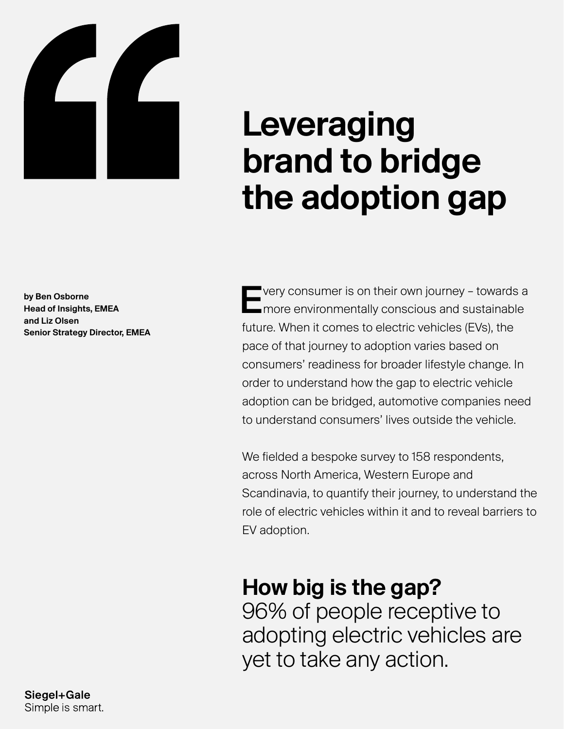# Leveraging brand to bridge the adoption gap

**by Ben Osborne**
**Head of Insights, EMEA**
**and Liz Olsen**
**Senior Strategy Director, EMEA**

Every consumer is on their own journey – towards a more environmentally conscious and sustainable future. When it comes to electric vehicles (EVs), the pace of that journey to adoption varies based on consumers' readiness for broader lifestyle change. In order to understand how the gap to electric vehicle adoption can be bridged, automotive companies need to understand consumers' lives outside the vehicle.

We fielded a bespoke survey to 158 respondents, across North America, Western Europe and Scandinavia, to quantify their journey, to understand the role of electric vehicles within it and to reveal barriers to EV adoption.

## How big is the gap?

96% of people receptive to adopting electric vehicles are yet to take any action.

**Siegel+Gale**
Simple is smart.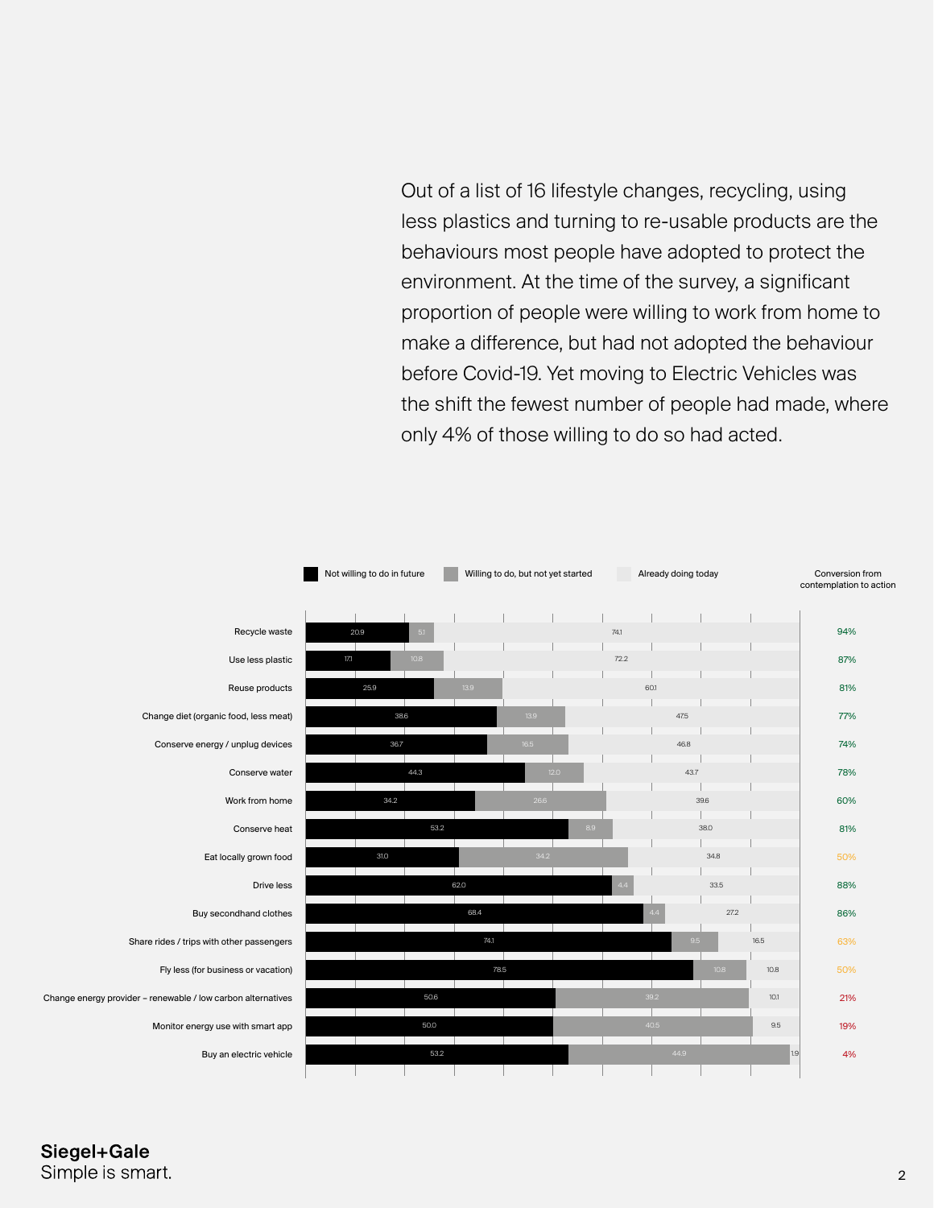Out of a list of 16 lifestyle changes, recycling, using less plastics and turning to re-usable products are the behaviours most people have adopted to protect the environment. At the time of the survey, a significant proportion of people were willing to work from home to make a difference, but had not adopted the behaviour before Covid-19. Yet moving to Electric Vehicles was the shift the fewest number of people had made, where only 4% of those willing to do so had acted.

| | Not willing to do in future | Willing to do, but not yet started | Already doing today | Conversion from contemplation to action |
|---|---|---|---|---|
| Recycle waste | 20.9 | 5.1 | 74.1 | 94% |
| Use less plastic | 17.1 | 10.8 | 72.2 | 87% |
| Reuse products | 25.9 | 13.9 | 60.1 | 81% |
| Change diet (organic food, less meat) | 38.6 | 13.9 | 47.5 | 77% |
| Conserve energy / unplug devices | 36.7 | 16.5 | 46.8 | 74% |
| Conserve water | 44.3 | 12.0 | 43.7 | 78% |
| Work from home | 34.2 | 26.6 | 39.6 | 60% |
| Conserve heat | 53.2 | 8.9 | 38.0 | 81% |
| Eat locally grown food | 31.0 | 34.2 | 34.8 | 50% |
| Drive less | 62.0 | 4.4 | 33.5 | 88% |
| Buy secondhand clothes | 68.4 | 4.4 | 27.2 | 86% |
| Share rides / trips with other passengers | 74.1 | 9.5 | 16.5 | 63% |
| Fly less (for business or vacation) | 78.5 | 10.8 | 10.8 | 50% |
| Change energy provider – renewable / low carbon alternatives | 50.6 | 39.2 | 10.1 | 21% |
| Monitor energy use with smart app | 50.0 | 40.5 | 9.5 | 19% |
| Buy an electric vehicle | 53.2 | 44.9 | 1.9 | 4% |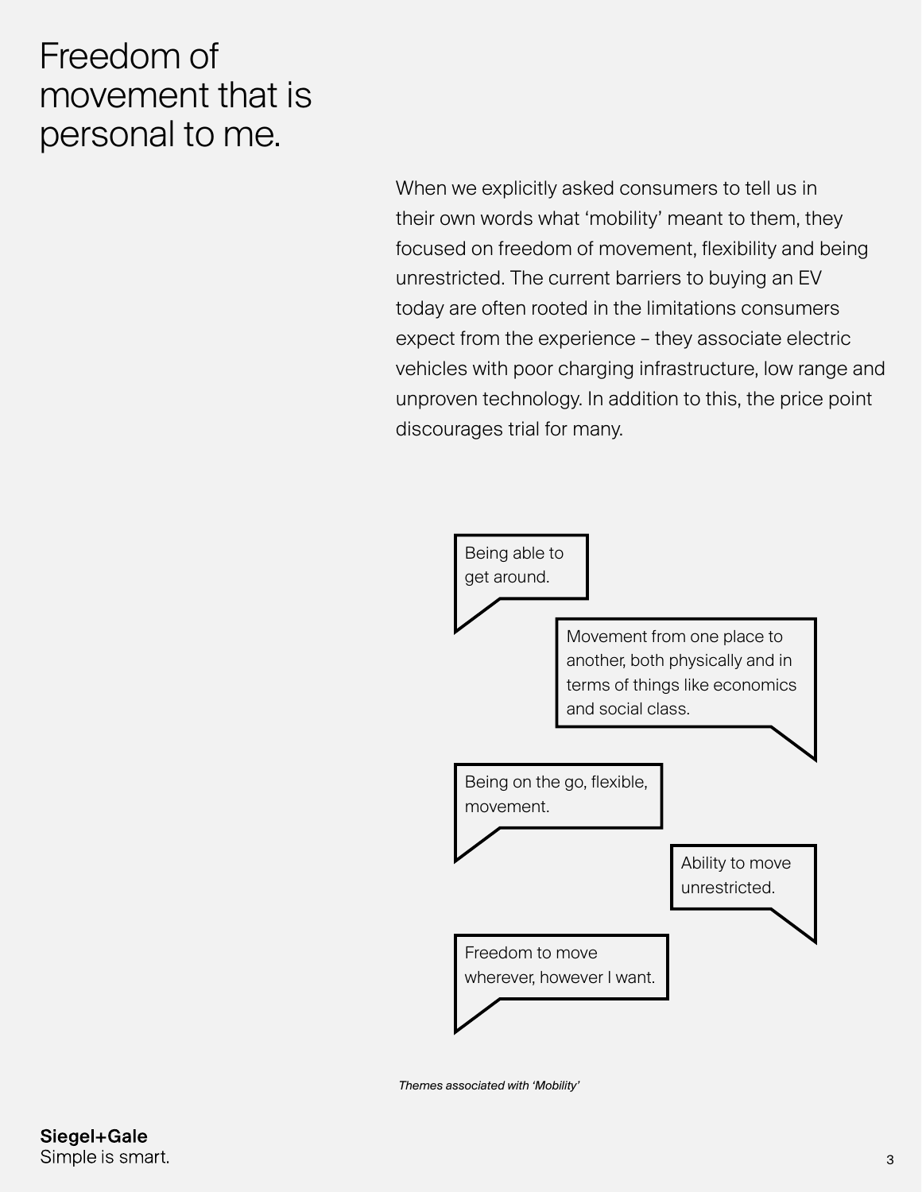# Freedom of movement that is personal to me.

When we explicitly asked consumers to tell us in their own words what 'mobility' meant to them, they focused on freedom of movement, flexibility and being unrestricted. The current barriers to buying an EV today are often rooted in the limitations consumers expect from the experience – they associate electric vehicles with poor charging infrastructure, low range and unproven technology. In addition to this, the price point discourages trial for many.

> Being able to get around.

> Movement from one place to another, both physically and in terms of things like economics and social class.

> Being on the go, flexible, movement.

> Ability to move unrestricted.

> Freedom to move wherever, however I want.

*Themes associated with 'Mobility'*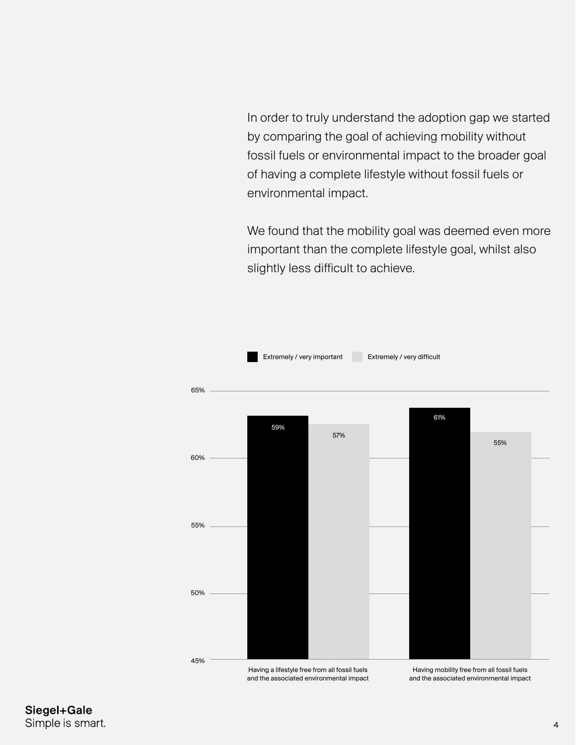In order to truly understand the adoption gap we started by comparing the goal of achieving mobility without fossil fuels or environmental impact to the broader goal of having a complete lifestyle without fossil fuels or environmental impact.

We found that the mobility goal was deemed even more important than the complete lifestyle goal, whilst also slightly less difficult to achieve.

| | Extremely / very important | Extremely / very difficult |
|---|---|---|
| Having a lifestyle free from all fossil fuels and the associated environmental impact | 59% | 57% |
| Having mobility free from all fossil fuels and the associated environmental impact | 61% | 55% |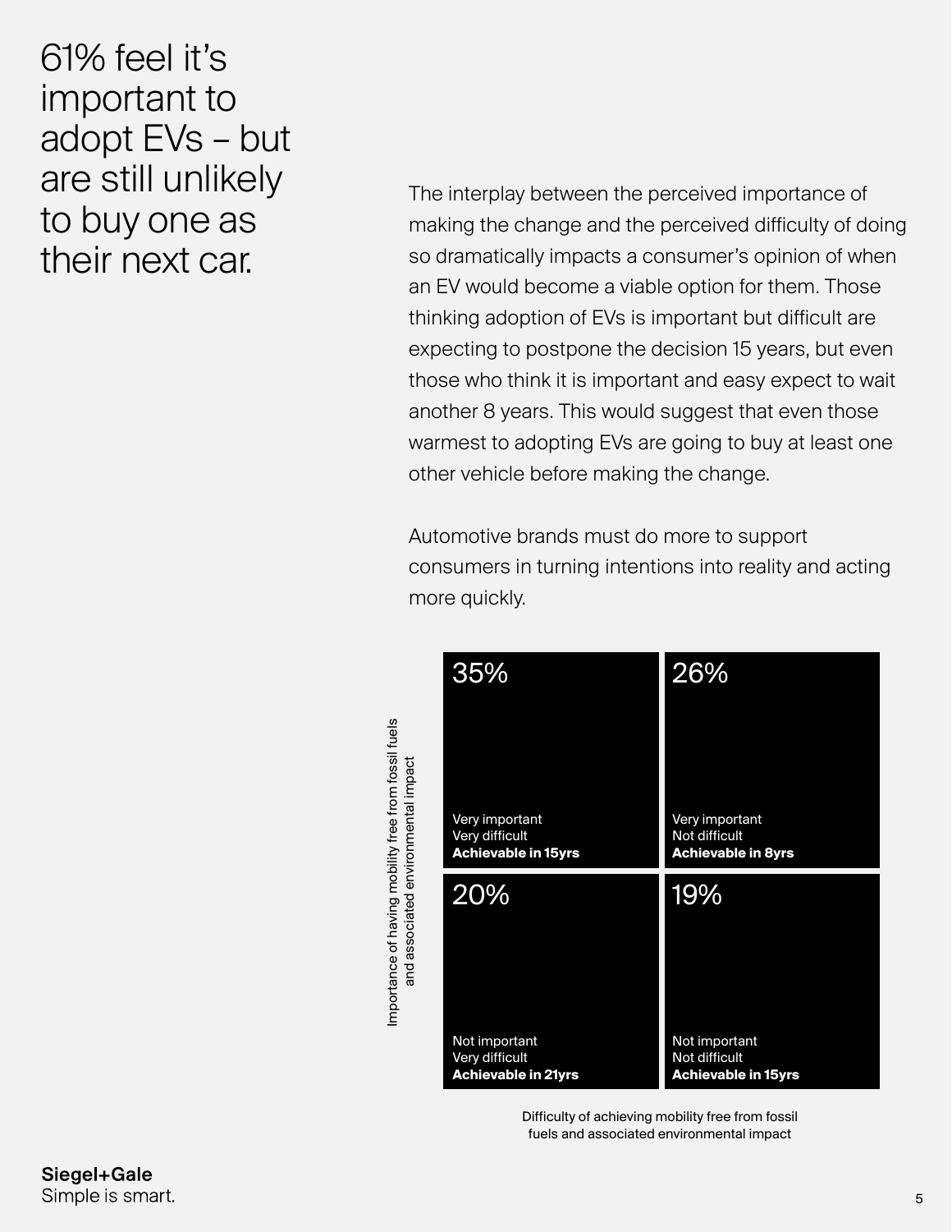# 61% feel it's important to adopt EVs – but are still unlikely to buy one as their next car.

The interplay between the perceived importance of making the change and the perceived difficulty of doing so dramatically impacts a consumer's opinion of when an EV would become a viable option for them. Those thinking adoption of EVs is important but difficult are expecting to postpone the decision 15 years, but even those who think it is important and easy expect to wait another 8 years. This would suggest that even those warmest to adopting EVs are going to buy at least one other vehicle before making the change.

Automotive brands must do more to support consumers in turning intentions into reality and acting more quickly.

| Importance of having mobility free from fossil fuels and associated environmental impact | Very difficult | Not difficult |
| --- | --- | --- |
| Very important | 35%<br>Very important<br>Very difficult<br>**Achievable in 15yrs** | 26%<br>Very important<br>Not difficult<br>**Achievable in 8yrs** |
| Not important | 20%<br>Not important<br>Very difficult<br>**Achievable in 21yrs** | 19%<br>Not important<br>Not difficult<br>**Achievable in 15yrs** |

Difficulty of achieving mobility free from fossil fuels and associated environmental impact

**Siegel+Gale**
Simple is smart.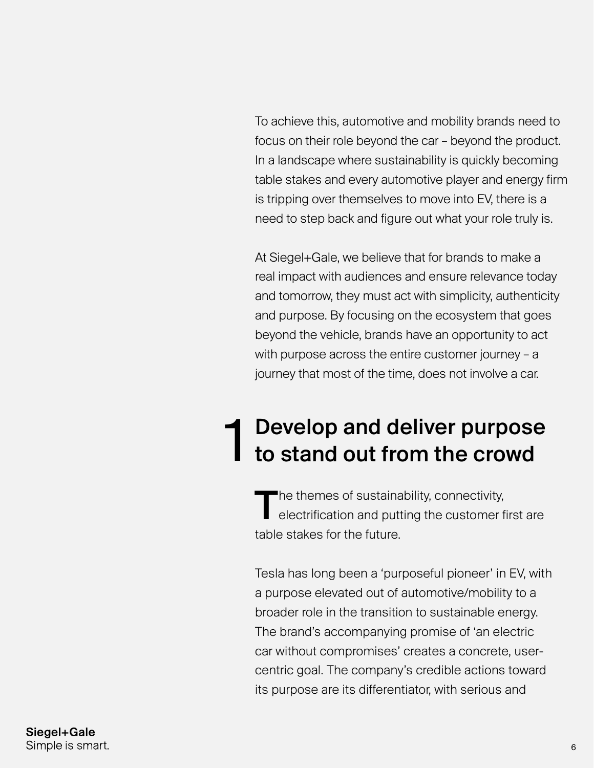To achieve this, automotive and mobility brands need to focus on their role beyond the car – beyond the product. In a landscape where sustainability is quickly becoming table stakes and every automotive player and energy firm is tripping over themselves to move into EV, there is a need to step back and figure out what your role truly is.

At Siegel+Gale, we believe that for brands to make a real impact with audiences and ensure relevance today and tomorrow, they must act with simplicity, authenticity and purpose. By focusing on the ecosystem that goes beyond the vehicle, brands have an opportunity to act with purpose across the entire customer journey – a journey that most of the time, does not involve a car.

## 1 Develop and deliver purpose to stand out from the crowd

The themes of sustainability, connectivity, electrification and putting the customer first are table stakes for the future.

Tesla has long been a 'purposeful pioneer' in EV, with a purpose elevated out of automotive/mobility to a broader role in the transition to sustainable energy. The brand's accompanying promise of 'an electric car without compromises' creates a concrete, user-centric goal. The company's credible actions toward its purpose are its differentiator, with serious and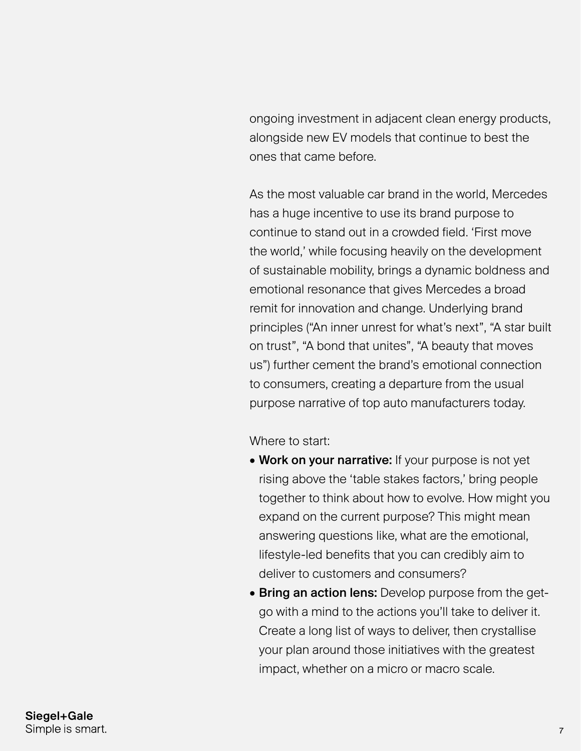ongoing investment in adjacent clean energy products, alongside new EV models that continue to best the ones that came before.

As the most valuable car brand in the world, Mercedes has a huge incentive to use its brand purpose to continue to stand out in a crowded field. 'First move the world,' while focusing heavily on the development of sustainable mobility, brings a dynamic boldness and emotional resonance that gives Mercedes a broad remit for innovation and change. Underlying brand principles ("An inner unrest for what's next", "A star built on trust", "A bond that unites", "A beauty that moves us") further cement the brand's emotional connection to consumers, creating a departure from the usual purpose narrative of top auto manufacturers today.

Where to start:

- **Work on your narrative:** If your purpose is not yet rising above the 'table stakes factors,' bring people together to think about how to evolve. How might you expand on the current purpose? This might mean answering questions like, what are the emotional, lifestyle-led benefits that you can credibly aim to deliver to customers and consumers?
- **Bring an action lens:** Develop purpose from the get-go with a mind to the actions you'll take to deliver it. Create a long list of ways to deliver, then crystallise your plan around those initiatives with the greatest impact, whether on a micro or macro scale.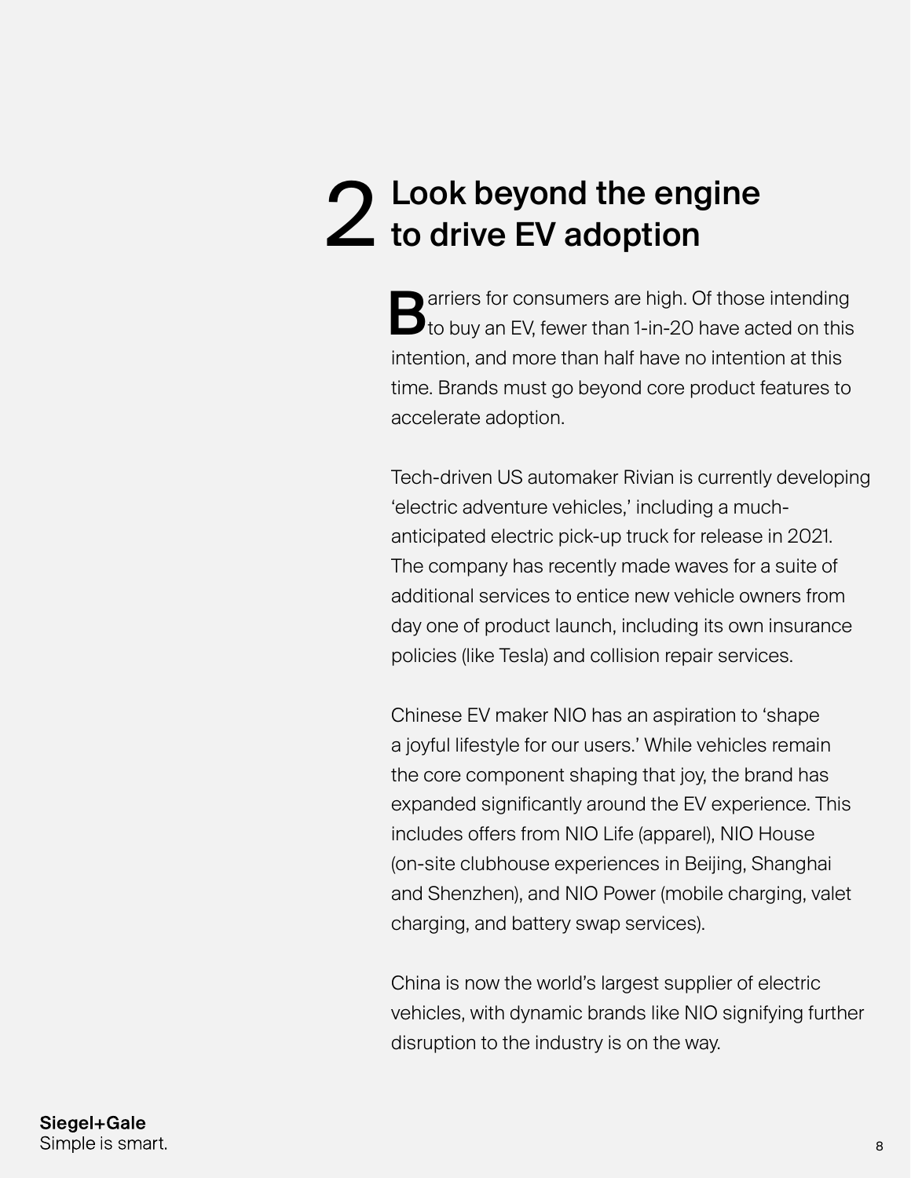## 2 Look beyond the engine to drive EV adoption

Barriers for consumers are high. Of those intending to buy an EV, fewer than 1-in-20 have acted on this intention, and more than half have no intention at this time. Brands must go beyond core product features to accelerate adoption.

Tech-driven US automaker Rivian is currently developing 'electric adventure vehicles,' including a much-anticipated electric pick-up truck for release in 2021. The company has recently made waves for a suite of additional services to entice new vehicle owners from day one of product launch, including its own insurance policies (like Tesla) and collision repair services.

Chinese EV maker NIO has an aspiration to 'shape a joyful lifestyle for our users.' While vehicles remain the core component shaping that joy, the brand has expanded significantly around the EV experience. This includes offers from NIO Life (apparel), NIO House (on-site clubhouse experiences in Beijing, Shanghai and Shenzhen), and NIO Power (mobile charging, valet charging, and battery swap services).

China is now the world's largest supplier of electric vehicles, with dynamic brands like NIO signifying further disruption to the industry is on the way.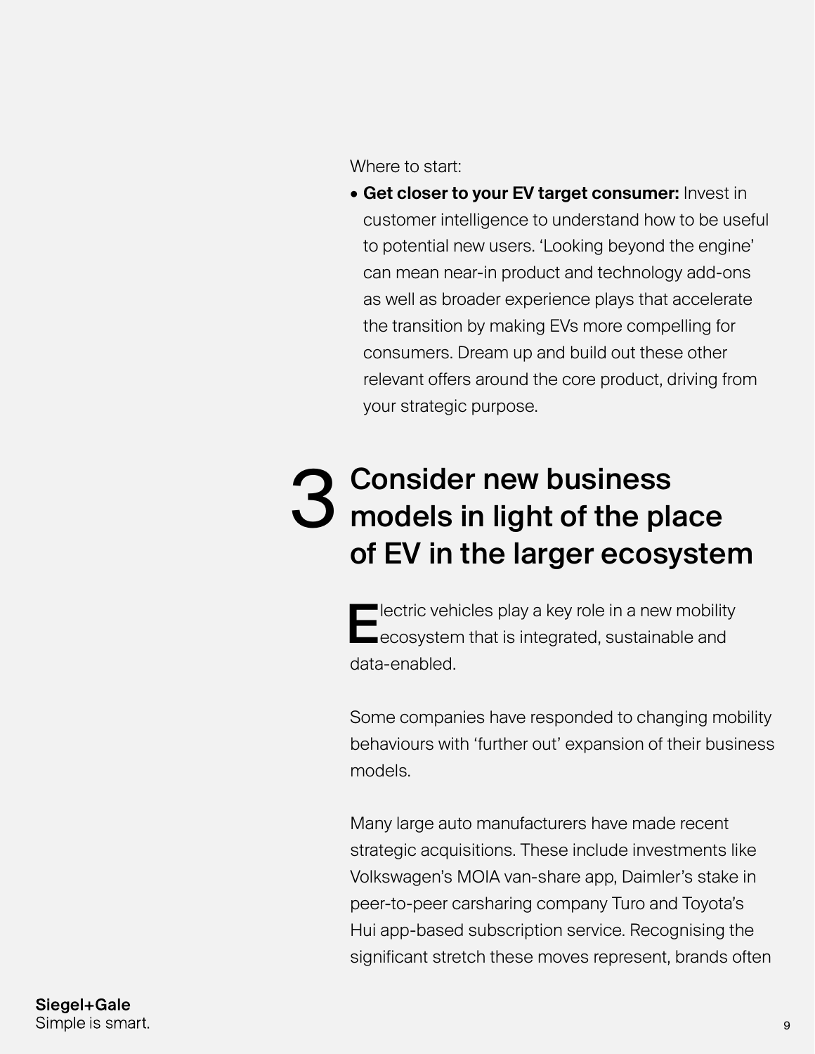Where to start:

- **Get closer to your EV target consumer:** Invest in customer intelligence to understand how to be useful to potential new users. 'Looking beyond the engine' can mean near-in product and technology add-ons as well as broader experience plays that accelerate the transition by making EVs more compelling for consumers. Dream up and build out these other relevant offers around the core product, driving from your strategic purpose.

## 3 Consider new business models in light of the place of EV in the larger ecosystem

Electric vehicles play a key role in a new mobility ecosystem that is integrated, sustainable and data-enabled.

Some companies have responded to changing mobility behaviours with 'further out' expansion of their business models.

Many large auto manufacturers have made recent strategic acquisitions. These include investments like Volkswagen's MOIA van-share app, Daimler's stake in peer-to-peer carsharing company Turo and Toyota's Hui app-based subscription service. Recognising the significant stretch these moves represent, brands often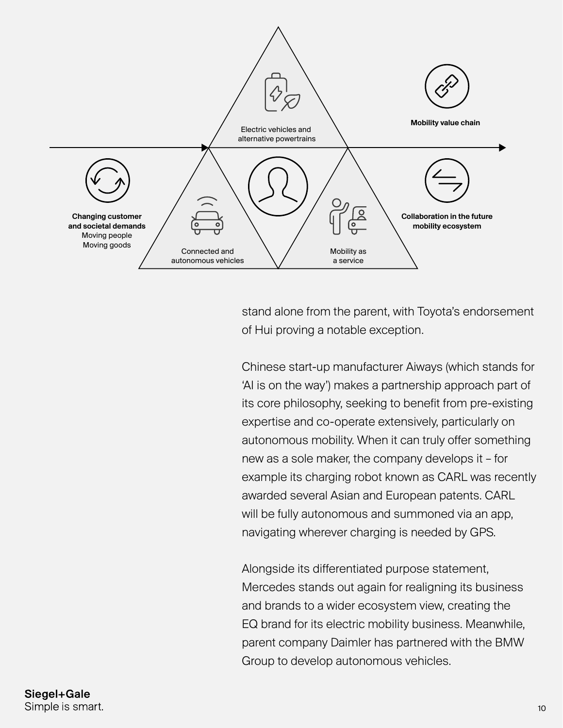Electric vehicles and alternative powertrains

**Mobility value chain**

**Changing customer and societal demands**
Moving people
Moving goods

Connected and autonomous vehicles

Mobility as a service

**Collaboration in the future mobility ecosystem**

stand alone from the parent, with Toyota's endorsement of Hui proving a notable exception.

Chinese start-up manufacturer Aiways (which stands for 'AI is on the way') makes a partnership approach part of its core philosophy, seeking to benefit from pre-existing expertise and co-operate extensively, particularly on autonomous mobility. When it can truly offer something new as a sole maker, the company develops it – for example its charging robot known as CARL was recently awarded several Asian and European patents. CARL will be fully autonomous and summoned via an app, navigating wherever charging is needed by GPS.

Alongside its differentiated purpose statement, Mercedes stands out again for realigning its business and brands to a wider ecosystem view, creating the EQ brand for its electric mobility business. Meanwhile, parent company Daimler has partnered with the BMW Group to develop autonomous vehicles.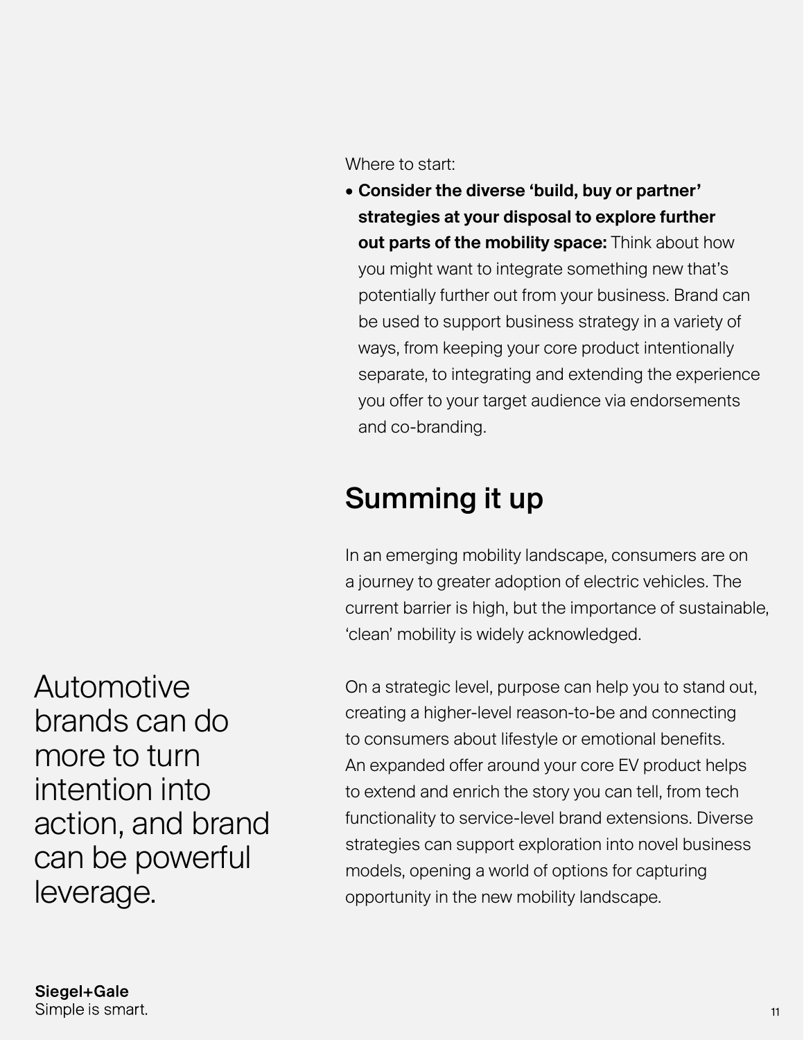Where to start:

- **Consider the diverse 'build, buy or partner' strategies at your disposal to explore further out parts of the mobility space:** Think about how you might want to integrate something new that's potentially further out from your business. Brand can be used to support business strategy in a variety of ways, from keeping your core product intentionally separate, to integrating and extending the experience you offer to your target audience via endorsements and co-branding.

## Summing it up

In an emerging mobility landscape, consumers are on a journey to greater adoption of electric vehicles. The current barrier is high, but the importance of sustainable, 'clean' mobility is widely acknowledged.

On a strategic level, purpose can help you to stand out, creating a higher-level reason-to-be and connecting to consumers about lifestyle or emotional benefits. An expanded offer around your core EV product helps to extend and enrich the story you can tell, from tech functionality to service-level brand extensions. Diverse strategies can support exploration into novel business models, opening a world of options for capturing opportunity in the new mobility landscape.

Automotive brands can do more to turn intention into action, and brand can be powerful leverage.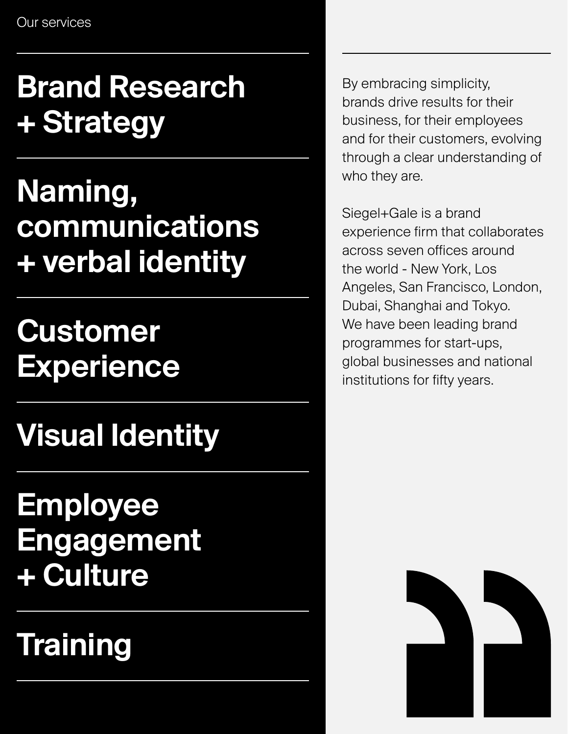Our services

## Brand Research + Strategy

## Naming, communications + verbal identity

## Customer Experience

## Visual Identity

## Employee Engagement + Culture

## Training

By embracing simplicity, brands drive results for their business, for their employees and for their customers, evolving through a clear understanding of who they are.

Siegel+Gale is a brand experience firm that collaborates across seven offices around the world - New York, Los Angeles, San Francisco, London, Dubai, Shanghai and Tokyo. We have been leading brand programmes for start-ups, global businesses and national institutions for fifty years.